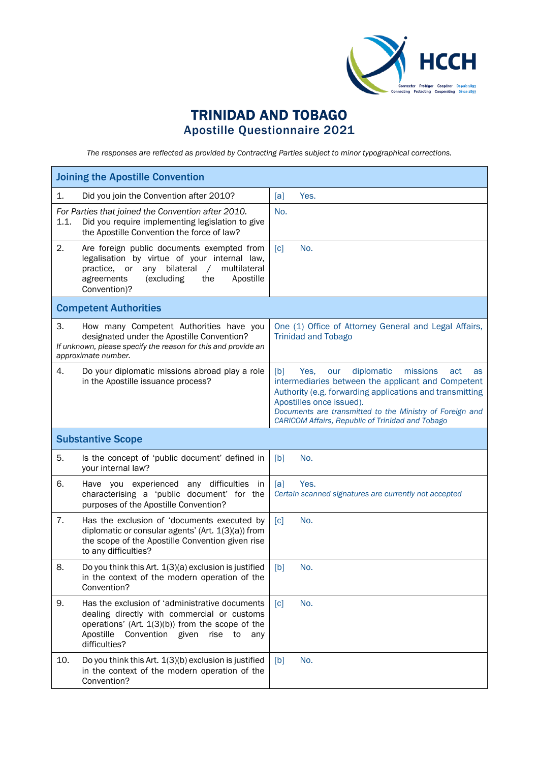# TRINIDAD AND TOBAGO
## Apostille Questionnaire 2021

*The responses are reflected as provided by Contracting Parties subject to minor typographical corrections.*

| Joining the Apostille Convention | |
|---|---|
| 1. Did you join the Convention after 2010? | [a] Yes. |
| *For Parties that joined the Convention after 2010.* 1.1. Did you require implementing legislation to give the Apostille Convention the force of law? | No. |
| 2. Are foreign public documents exempted from legalisation by virtue of your internal law, practice, or any bilateral / multilateral agreements (excluding the Apostille Convention)? | [c] No. |
| **Competent Authorities** | |
| 3. How many Competent Authorities have you designated under the Apostille Convention? *If unknown, please specify the reason for this and provide an approximate number.* | One (1) Office of Attorney General and Legal Affairs, Trinidad and Tobago |
| 4. Do your diplomatic missions abroad play a role in the Apostille issuance process? | [b] Yes, our diplomatic missions act as intermediaries between the applicant and Competent Authority (e.g. forwarding applications and transmitting Apostilles once issued). *Documents are transmitted to the Ministry of Foreign and CARICOM Affairs, Republic of Trinidad and Tobago* |
| **Substantive Scope** | |
| 5. Is the concept of 'public document' defined in your internal law? | [b] No. |
| 6. Have you experienced any difficulties in characterising a 'public document' for the purposes of the Apostille Convention? | [a] Yes. *Certain scanned signatures are currently not accepted* |
| 7. Has the exclusion of 'documents executed by diplomatic or consular agents' (Art. 1(3)(a)) from the scope of the Apostille Convention given rise to any difficulties? | [c] No. |
| 8. Do you think this Art. 1(3)(a) exclusion is justified in the context of the modern operation of the Convention? | [b] No. |
| 9. Has the exclusion of 'administrative documents dealing directly with commercial or customs operations' (Art. 1(3)(b)) from the scope of the Apostille Convention given rise to any difficulties? | [c] No. |
| 10. Do you think this Art. 1(3)(b) exclusion is justified in the context of the modern operation of the Convention? | [b] No. |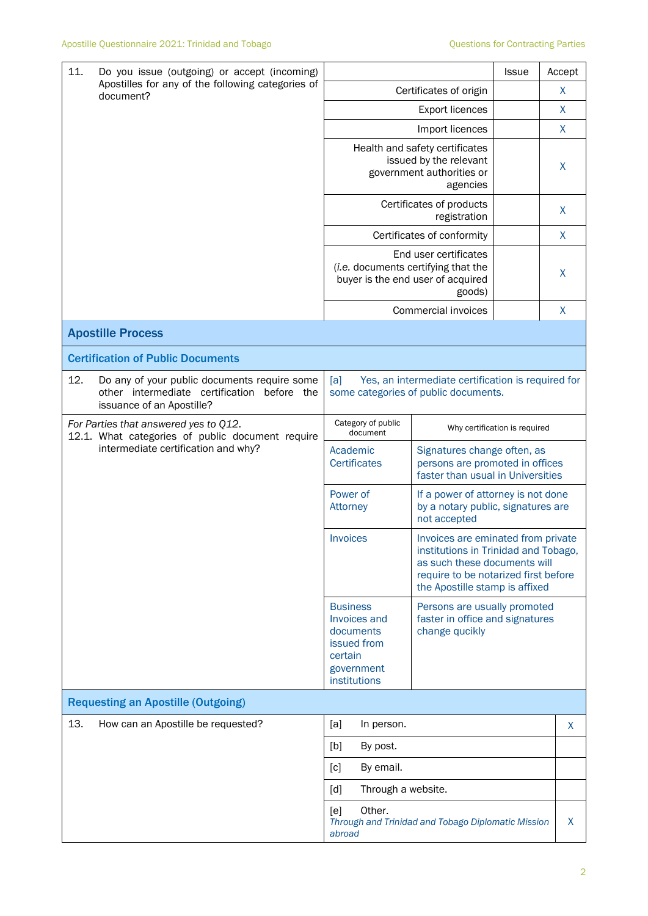| 11. Do you issue (outgoing) or accept (incoming) Apostilles for any of the following categories of document? | | Issue | Accept |
|---|---|---|---|
| | Certificates of origin | | X |
| | Export licences | | X |
| | Import licences | | X |
| | Health and safety certificates issued by the relevant government authorities or agencies | | X |
| | Certificates of products registration | | X |
| | Certificates of conformity | | X |
| | End user certificates (*i.e.* documents certifying that the buyer is the end user of acquired goods) | | X |
| | Commercial invoices | | X |

## Apostille Process

### Certification of Public Documents

| 12. Do any of your public documents require some other intermediate certification before the issuance of an Apostille? | [a] Yes, an intermediate certification is required for some categories of public documents. | |
|---|---|---|
| *For Parties that answered yes to Q12.* 12.1. What categories of public document require intermediate certification and why? | Category of public document | Why certification is required |
| | Academic Certificates | Signatures change often, as persons are promoted in offices faster than usual in Universities |
| | Power of Attorney | If a power of attorney is not done by a notary public, signatures are not accepted |
| | Invoices | Invoices are eminated from private institutions in Trinidad and Tobago, as such these documents will require to be notarized first before the Apostille stamp is affixed |
| | Business Invoices and documents issued from certain government institutions | Persons are usually promoted faster in office and signatures change qucikly |

### Requesting an Apostille (Outgoing)

| 13. How can an Apostille be requested? | | |
|---|---|---|
| | [a] In person. | X |
| | [b] By post. | |
| | [c] By email. | |
| | [d] Through a website. | |
| | [e] Other. *Through and Trinidad and Tobago Diplomatic Mission abroad* | X |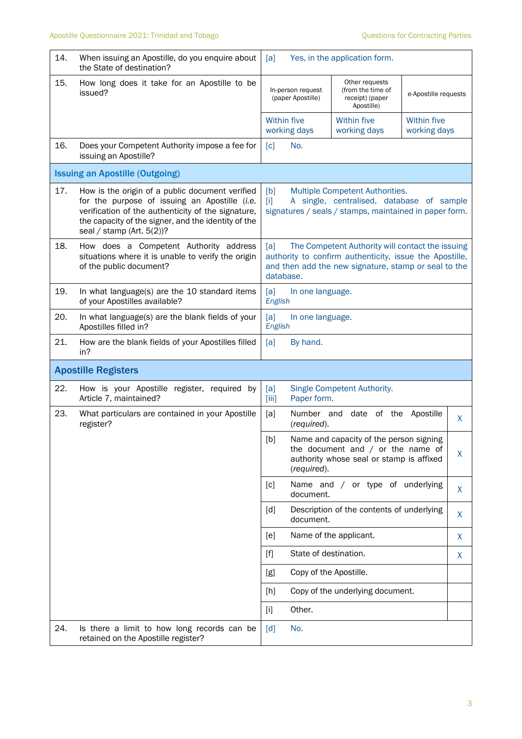| | | | | |
|---|---|---|---|---|
| 14. | When issuing an Apostille, do you enquire about the State of destination? | [a] Yes, in the application form. | | |
| 15. | How long does it take for an Apostille to be issued? | In-person request (paper Apostille) | Other requests (from the time of receipt) (paper Apostille) | e-Apostille requests |
| | | Within five working days | Within five working days | Within five working days |
| 16. | Does your Competent Authority impose a fee for issuing an Apostille? | [c] No. | | |

| | | |
|---|---|---|
| **Issuing an Apostille (Outgoing)** | | |
| 17. | How is the origin of a public document verified for the purpose of issuing an Apostille (*i.e.* verification of the authenticity of the signature, the capacity of the signer, and the identity of the seal / stamp (Art. 5(2))? | [b] Multiple Competent Authorities.<br>[i] A single, centralised, database of sample signatures / seals / stamps, maintained in paper form. |
| 18. | How does a Competent Authority address situations where it is unable to verify the origin of the public document? | [a] The Competent Authority will contact the issuing authority to confirm authenticity, issue the Apostille, and then add the new signature, stamp or seal to the database. |
| 19. | In what language(s) are the 10 standard items of your Apostilles available? | [a] In one language.<br>*English* |
| 20. | In what language(s) are the blank fields of your Apostilles filled in? | [a] In one language.<br>*English* |
| 21. | How are the blank fields of your Apostilles filled in? | [a] By hand. |

| | | | | |
|---|---|---|---|---|
| **Apostille Registers** | | | | |
| 22. | How is your Apostille register, required by Article 7, maintained? | [a] Single Competent Authority.<br>[iii] Paper form. | | |
| 23. | What particulars are contained in your Apostille register? | [a] | Number and date of the Apostille (*required*). | X |
| | | [b] | Name and capacity of the person signing the document and / or the name of authority whose seal or stamp is affixed (*required*). | X |
| | | [c] | Name and / or type of underlying document. | X |
| | | [d] | Description of the contents of underlying document. | X |
| | | [e] | Name of the applicant. | X |
| | | [f] | State of destination. | X |
| | | [g] | Copy of the Apostille. | |
| | | [h] | Copy of the underlying document. | |
| | | [i] | Other. | |
| 24. | Is there a limit to how long records can be retained on the Apostille register? | [d] No. | | |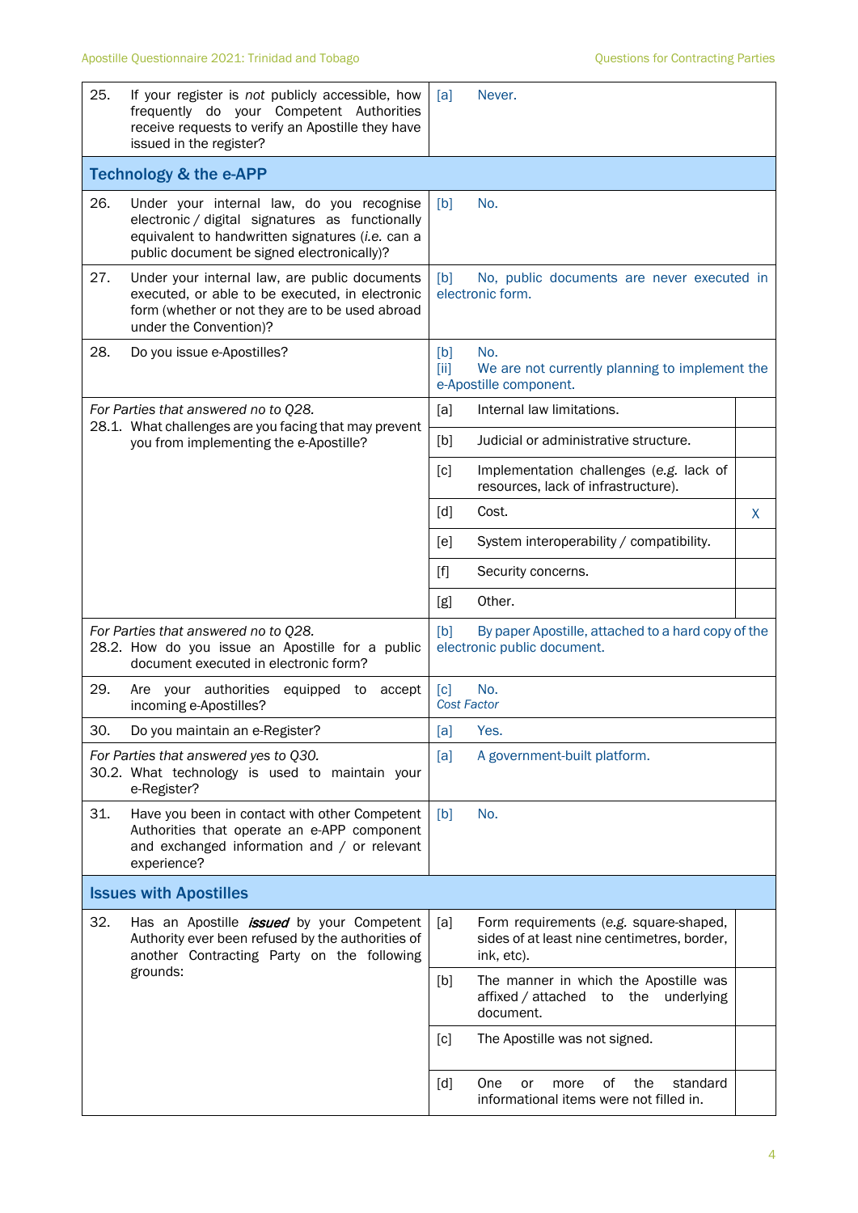| | | |
|---|---|---|
| 25. If your register is *not* publicly accessible, how frequently do your Competent Authorities receive requests to verify an Apostille they have issued in the register? | [a] Never. | |
| **Technology & the e-APP** | | |
| 26. Under your internal law, do you recognise electronic / digital signatures as functionally equivalent to handwritten signatures (*i.e.* can a public document be signed electronically)? | [b] No. | |
| 27. Under your internal law, are public documents executed, or able to be executed, in electronic form (whether or not they are to be used abroad under the Convention)? | [b] No, public documents are never executed in electronic form. | |
| 28. Do you issue e-Apostilles? | [b] No.<br>[ii] We are not currently planning to implement the e-Apostille component. | |
| *For Parties that answered no to Q28.*<br>28.1. What challenges are you facing that may prevent you from implementing the e-Apostille? | [a] Internal law limitations. | |
| | [b] Judicial or administrative structure. | |
| | [c] Implementation challenges (*e.g.* lack of resources, lack of infrastructure). | |
| | [d] Cost. | X |
| | [e] System interoperability / compatibility. | |
| | [f] Security concerns. | |
| | [g] Other. | |
| *For Parties that answered no to Q28.*<br>28.2. How do you issue an Apostille for a public document executed in electronic form? | [b] By paper Apostille, attached to a hard copy of the electronic public document. | |
| 29. Are your authorities equipped to accept incoming e-Apostilles? | [c] No.<br>*Cost Factor* | |
| 30. Do you maintain an e-Register? | [a] Yes. | |
| *For Parties that answered yes to Q30.*<br>30.2. What technology is used to maintain your e-Register? | [a] A government-built platform. | |
| 31. Have you been in contact with other Competent Authorities that operate an e-APP component and exchanged information and / or relevant experience? | [b] No. | |
| **Issues with Apostilles** | | |
| 32. Has an Apostille ***issued*** by your Competent Authority ever been refused by the authorities of another Contracting Party on the following grounds: | [a] Form requirements (*e.g.* square-shaped, sides of at least nine centimetres, border, ink, etc). | |
| | [b] The manner in which the Apostille was affixed / attached to the underlying document. | |
| | [c] The Apostille was not signed. | |
| | [d] One or more of the standard informational items were not filled in. | |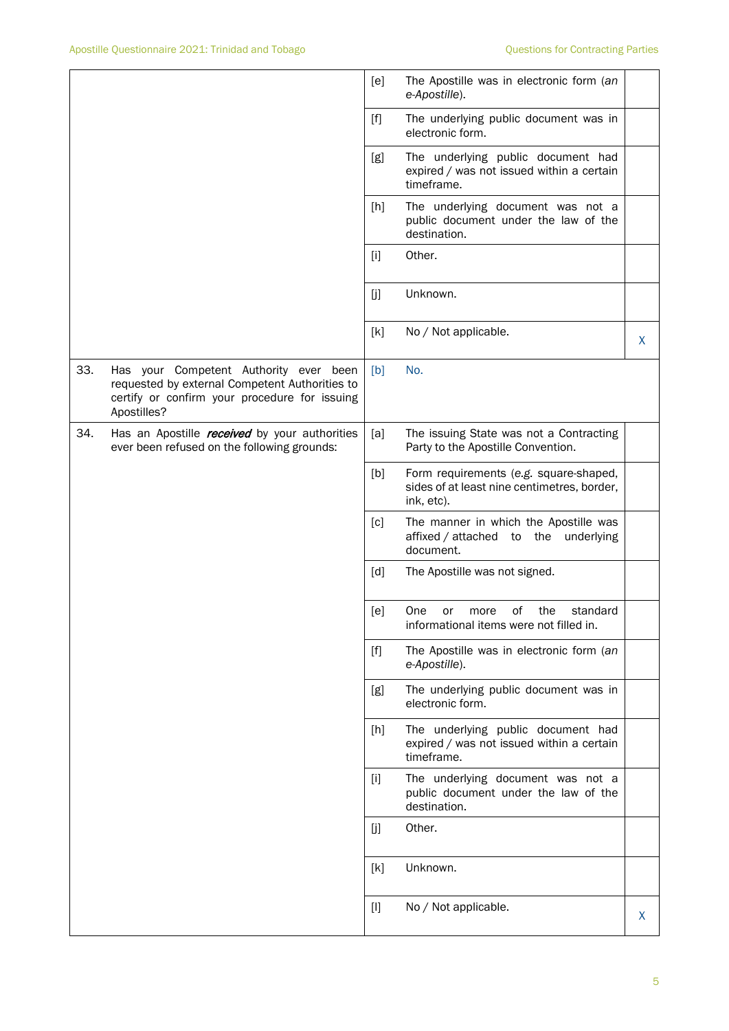| | | | |
|---|---|---|---|
| | [e] | The Apostille was in electronic form (*an e-Apostille*). | |
| | [f] | The underlying public document was in electronic form. | |
| | [g] | The underlying public document had expired / was not issued within a certain timeframe. | |
| | [h] | The underlying document was not a public document under the law of the destination. | |
| | [i] | Other. | |
| | [j] | Unknown. | |
| | [k] | No / Not applicable. | X |
| 33. Has your Competent Authority ever been requested by external Competent Authorities to certify or confirm your procedure for issuing Apostilles? | [b] | No. | |
| 34. Has an Apostille ***received*** by your authorities ever been refused on the following grounds: | [a] | The issuing State was not a Contracting Party to the Apostille Convention. | |
| | [b] | Form requirements (*e.g.* square-shaped, sides of at least nine centimetres, border, ink, etc). | |
| | [c] | The manner in which the Apostille was affixed / attached to the underlying document. | |
| | [d] | The Apostille was not signed. | |
| | [e] | One or more of the standard informational items were not filled in. | |
| | [f] | The Apostille was in electronic form (*an e-Apostille*). | |
| | [g] | The underlying public document was in electronic form. | |
| | [h] | The underlying public document had expired / was not issued within a certain timeframe. | |
| | [i] | The underlying document was not a public document under the law of the destination. | |
| | [j] | Other. | |
| | [k] | Unknown. | |
| | [l] | No / Not applicable. | X |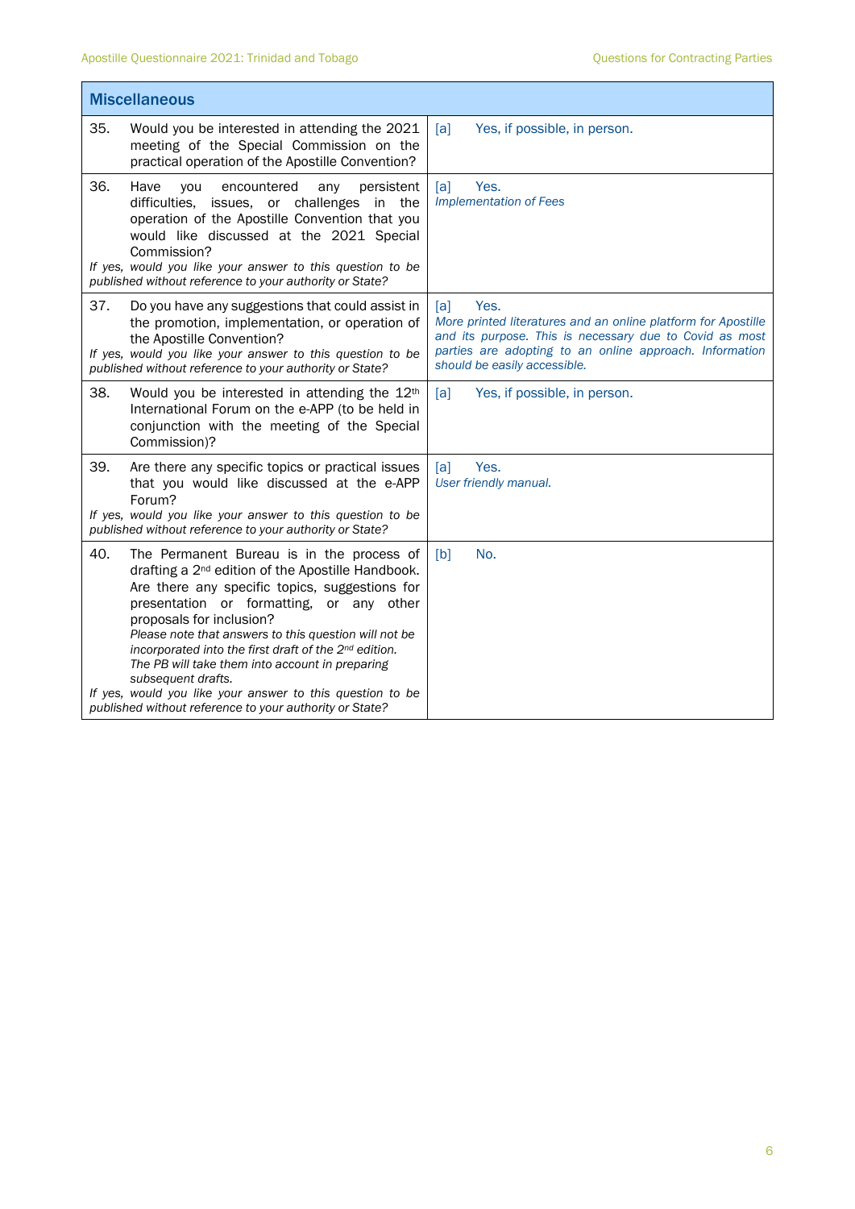| Miscellaneous | |
|---|---|
| 35. Would you be interested in attending the 2021 meeting of the Special Commission on the practical operation of the Apostille Convention? | [a] Yes, if possible, in person. |
| 36. Have you encountered any persistent difficulties, issues, or challenges in the operation of the Apostille Convention that you would like discussed at the 2021 Special Commission?<br>*If yes, would you like your answer to this question to be published without reference to your authority or State?* | [a] Yes.<br>*Implementation of Fees* |
| 37. Do you have any suggestions that could assist in the promotion, implementation, or operation of the Apostille Convention?<br>*If yes, would you like your answer to this question to be published without reference to your authority or State?* | [a] Yes.<br>*More printed literatures and an online platform for Apostille and its purpose. This is necessary due to Covid as most parties are adopting to an online approach. Information should be easily accessible.* |
| 38. Would you be interested in attending the 12th International Forum on the e-APP (to be held in conjunction with the meeting of the Special Commission)? | [a] Yes, if possible, in person. |
| 39. Are there any specific topics or practical issues that you would like discussed at the e-APP Forum?<br>*If yes, would you like your answer to this question to be published without reference to your authority or State?* | [a] Yes.<br>*User friendly manual.* |
| 40. The Permanent Bureau is in the process of drafting a 2nd edition of the Apostille Handbook. Are there any specific topics, suggestions for presentation or formatting, or any other proposals for inclusion?<br>*Please note that answers to this question will not be incorporated into the first draft of the 2nd edition. The PB will take them into account in preparing subsequent drafts.*<br>*If yes, would you like your answer to this question to be published without reference to your authority or State?* | [b] No. |